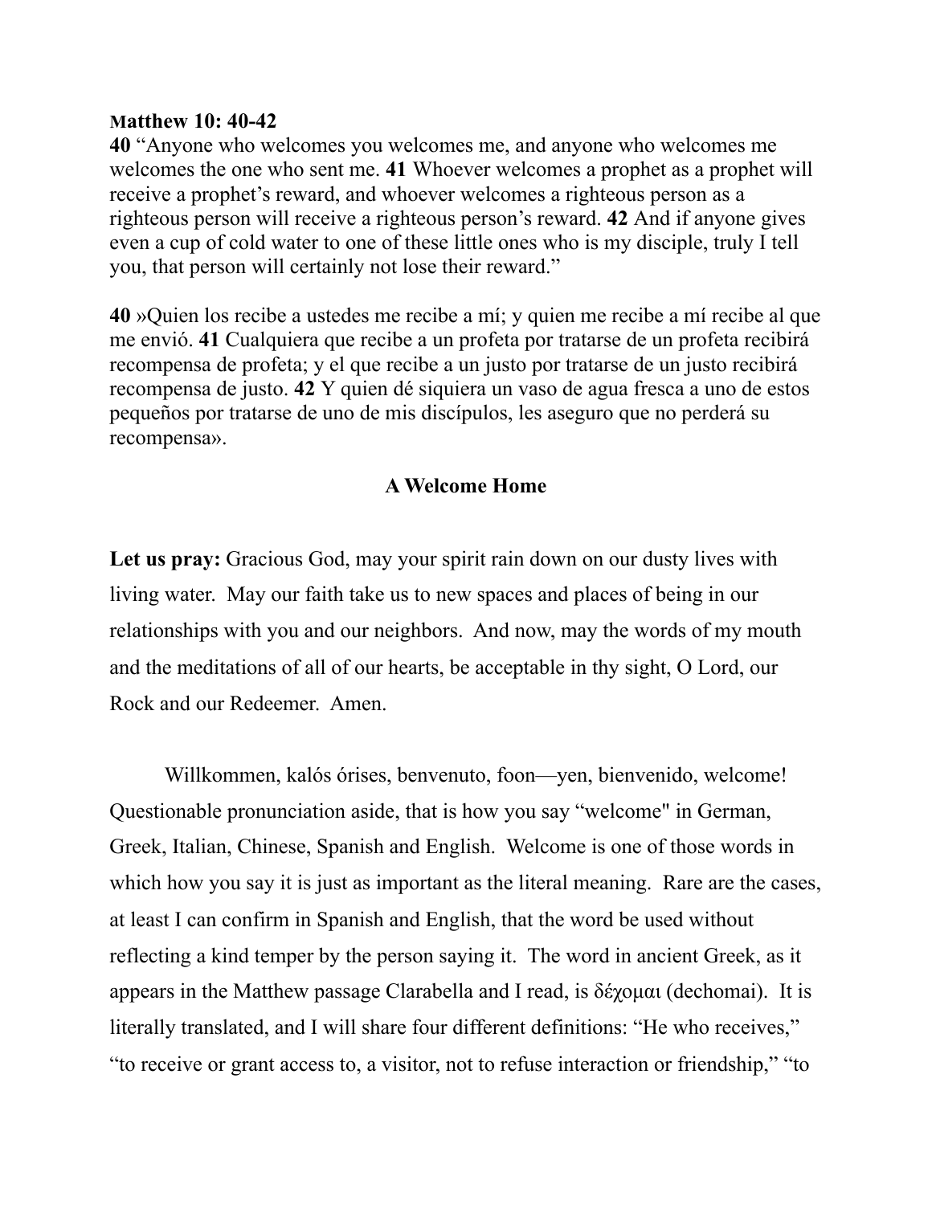**Matthew 10: 40-42**

**40** "Anyone who welcomes you welcomes me, and anyone who welcomes me welcomes the one who sent me. **41** Whoever welcomes a prophet as a prophet will receive a prophet's reward, and whoever welcomes a righteous person as a righteous person will receive a righteous person's reward. **42** And if anyone gives even a cup of cold water to one of these little ones who is my disciple, truly I tell you, that person will certainly not lose their reward."

**40** »Quien los recibe a ustedes me recibe a mí; y quien me recibe a mí recibe al que me envió. **41** Cualquiera que recibe a un profeta por tratarse de un profeta recibirá recompensa de profeta; y el que recibe a un justo por tratarse de un justo recibirá recompensa de justo. **42** Y quien dé siquiera un vaso de agua fresca a uno de estos pequeños por tratarse de uno de mis discípulos, les aseguro que no perderá su recompensa».

## A Welcome Home

**Let us pray:** Gracious God, may your spirit rain down on our dusty lives with living water. May our faith take us to new spaces and places of being in our relationships with you and our neighbors. And now, may the words of my mouth and the meditations of all of our hearts, be acceptable in thy sight, O Lord, our Rock and our Redeemer. Amen.

Willkommen, kalós órises, benvenuto, foon—yen, bienvenido, welcome! Questionable pronunciation aside, that is how you say "welcome" in German, Greek, Italian, Chinese, Spanish and English. Welcome is one of those words in which how you say it is just as important as the literal meaning. Rare are the cases, at least I can confirm in Spanish and English, that the word be used without reflecting a kind temper by the person saying it. The word in ancient Greek, as it appears in the Matthew passage Clarabella and I read, is δέχομαι (dechomai). It is literally translated, and I will share four different definitions: "He who receives," "to receive or grant access to, a visitor, not to refuse interaction or friendship," "to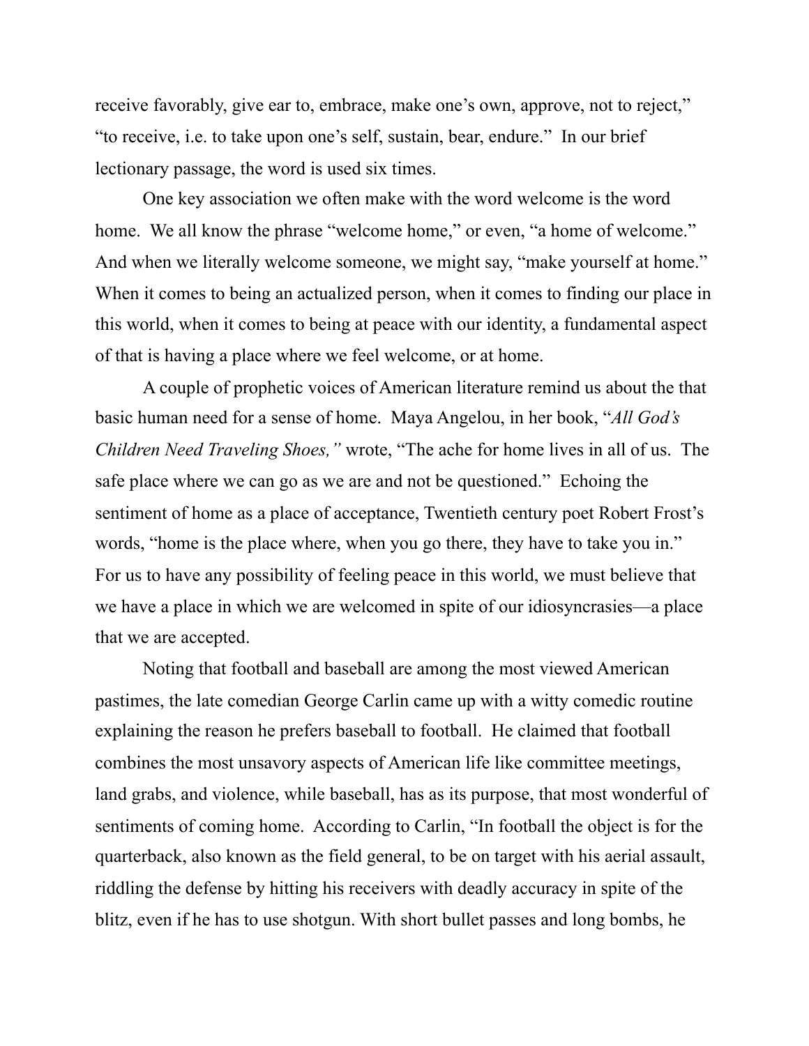receive favorably, give ear to, embrace, make one's own, approve, not to reject," "to receive, i.e. to take upon one's self, sustain, bear, endure." In our brief lectionary passage, the word is used six times.

One key association we often make with the word welcome is the word home. We all know the phrase "welcome home," or even, "a home of welcome." And when we literally welcome someone, we might say, "make yourself at home." When it comes to being an actualized person, when it comes to finding our place in this world, when it comes to being at peace with our identity, a fundamental aspect of that is having a place where we feel welcome, or at home.

A couple of prophetic voices of American literature remind us about the that basic human need for a sense of home. Maya Angelou, in her book, "*All God's Children Need Traveling Shoes,"* wrote, "The ache for home lives in all of us. The safe place where we can go as we are and not be questioned." Echoing the sentiment of home as a place of acceptance, Twentieth century poet Robert Frost's words, "home is the place where, when you go there, they have to take you in." For us to have any possibility of feeling peace in this world, we must believe that we have a place in which we are welcomed in spite of our idiosyncrasies—a place that we are accepted.

Noting that football and baseball are among the most viewed American pastimes, the late comedian George Carlin came up with a witty comedic routine explaining the reason he prefers baseball to football. He claimed that football combines the most unsavory aspects of American life like committee meetings, land grabs, and violence, while baseball, has as its purpose, that most wonderful of sentiments of coming home. According to Carlin, "In football the object is for the quarterback, also known as the field general, to be on target with his aerial assault, riddling the defense by hitting his receivers with deadly accuracy in spite of the blitz, even if he has to use shotgun. With short bullet passes and long bombs, he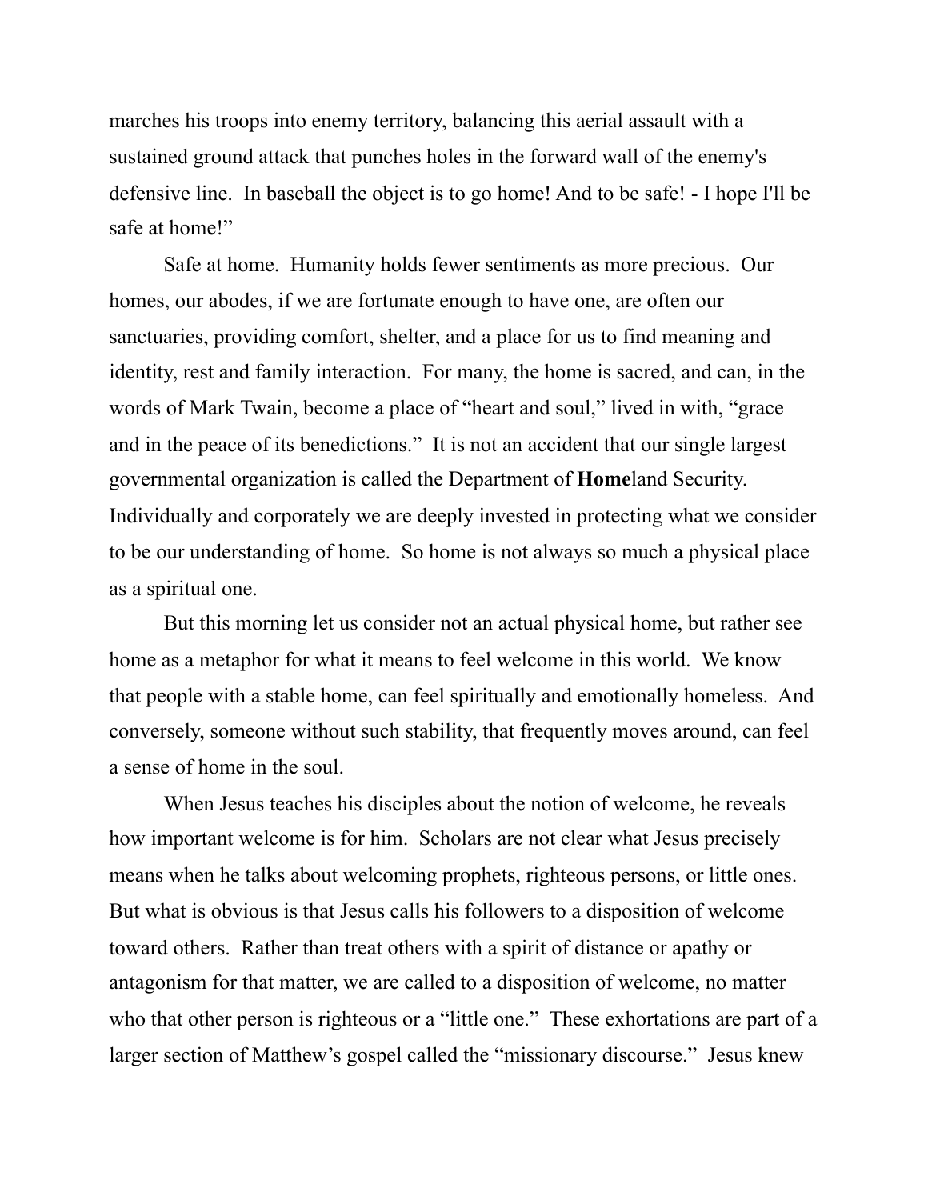marches his troops into enemy territory, balancing this aerial assault with a sustained ground attack that punches holes in the forward wall of the enemy's defensive line. In baseball the object is to go home! And to be safe! - I hope I'll be safe at home!"

Safe at home. Humanity holds fewer sentiments as more precious. Our homes, our abodes, if we are fortunate enough to have one, are often our sanctuaries, providing comfort, shelter, and a place for us to find meaning and identity, rest and family interaction. For many, the home is sacred, and can, in the words of Mark Twain, become a place of "heart and soul," lived in with, "grace and in the peace of its benedictions." It is not an accident that our single largest governmental organization is called the Department of **Home**land Security. Individually and corporately we are deeply invested in protecting what we consider to be our understanding of home. So home is not always so much a physical place as a spiritual one.

But this morning let us consider not an actual physical home, but rather see home as a metaphor for what it means to feel welcome in this world. We know that people with a stable home, can feel spiritually and emotionally homeless. And conversely, someone without such stability, that frequently moves around, can feel a sense of home in the soul.

When Jesus teaches his disciples about the notion of welcome, he reveals how important welcome is for him. Scholars are not clear what Jesus precisely means when he talks about welcoming prophets, righteous persons, or little ones. But what is obvious is that Jesus calls his followers to a disposition of welcome toward others. Rather than treat others with a spirit of distance or apathy or antagonism for that matter, we are called to a disposition of welcome, no matter who that other person is righteous or a "little one." These exhortations are part of a larger section of Matthew's gospel called the "missionary discourse." Jesus knew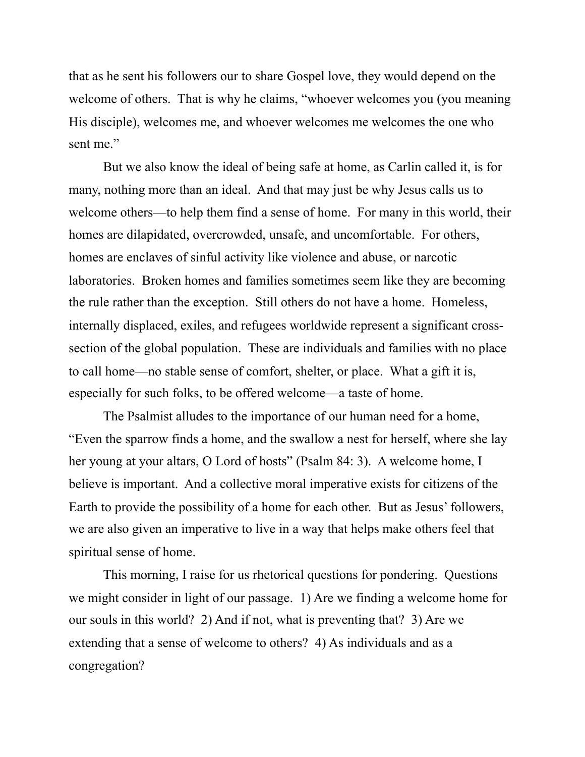that as he sent his followers our to share Gospel love, they would depend on the welcome of others. That is why he claims, "whoever welcomes you (you meaning His disciple), welcomes me, and whoever welcomes me welcomes the one who sent me."

But we also know the ideal of being safe at home, as Carlin called it, is for many, nothing more than an ideal. And that may just be why Jesus calls us to welcome others—to help them find a sense of home. For many in this world, their homes are dilapidated, overcrowded, unsafe, and uncomfortable. For others, homes are enclaves of sinful activity like violence and abuse, or narcotic laboratories. Broken homes and families sometimes seem like they are becoming the rule rather than the exception. Still others do not have a home. Homeless, internally displaced, exiles, and refugees worldwide represent a significant cross-section of the global population. These are individuals and families with no place to call home—no stable sense of comfort, shelter, or place. What a gift it is, especially for such folks, to be offered welcome—a taste of home.

The Psalmist alludes to the importance of our human need for a home, "Even the sparrow finds a home, and the swallow a nest for herself, where she lay her young at your altars, O Lord of hosts" (Psalm 84: 3). A welcome home, I believe is important. And a collective moral imperative exists for citizens of the Earth to provide the possibility of a home for each other. But as Jesus' followers, we are also given an imperative to live in a way that helps make others feel that spiritual sense of home.

This morning, I raise for us rhetorical questions for pondering. Questions we might consider in light of our passage. 1) Are we finding a welcome home for our souls in this world? 2) And if not, what is preventing that? 3) Are we extending that a sense of welcome to others? 4) As individuals and as a congregation?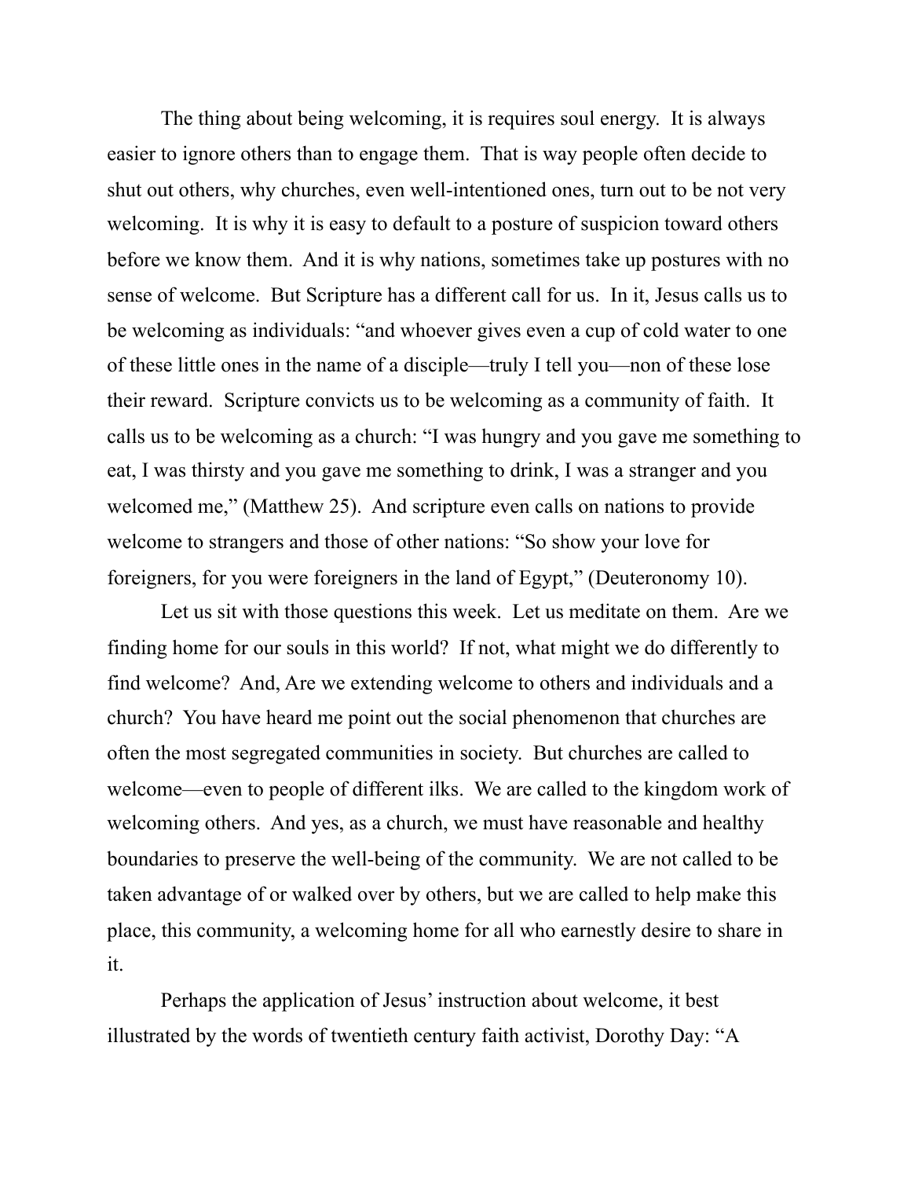The thing about being welcoming, it is requires soul energy. It is always easier to ignore others than to engage them. That is way people often decide to shut out others, why churches, even well-intentioned ones, turn out to be not very welcoming. It is why it is easy to default to a posture of suspicion toward others before we know them. And it is why nations, sometimes take up postures with no sense of welcome. But Scripture has a different call for us. In it, Jesus calls us to be welcoming as individuals: "and whoever gives even a cup of cold water to one of these little ones in the name of a disciple—truly I tell you—non of these lose their reward. Scripture convicts us to be welcoming as a community of faith. It calls us to be welcoming as a church: "I was hungry and you gave me something to eat, I was thirsty and you gave me something to drink, I was a stranger and you welcomed me," (Matthew 25). And scripture even calls on nations to provide welcome to strangers and those of other nations: "So show your love for foreigners, for you were foreigners in the land of Egypt," (Deuteronomy 10).

Let us sit with those questions this week. Let us meditate on them. Are we finding home for our souls in this world? If not, what might we do differently to find welcome? And, Are we extending welcome to others and individuals and a church? You have heard me point out the social phenomenon that churches are often the most segregated communities in society. But churches are called to welcome—even to people of different ilks. We are called to the kingdom work of welcoming others. And yes, as a church, we must have reasonable and healthy boundaries to preserve the well-being of the community. We are not called to be taken advantage of or walked over by others, but we are called to help make this place, this community, a welcoming home for all who earnestly desire to share in it.

Perhaps the application of Jesus' instruction about welcome, it best illustrated by the words of twentieth century faith activist, Dorothy Day: "A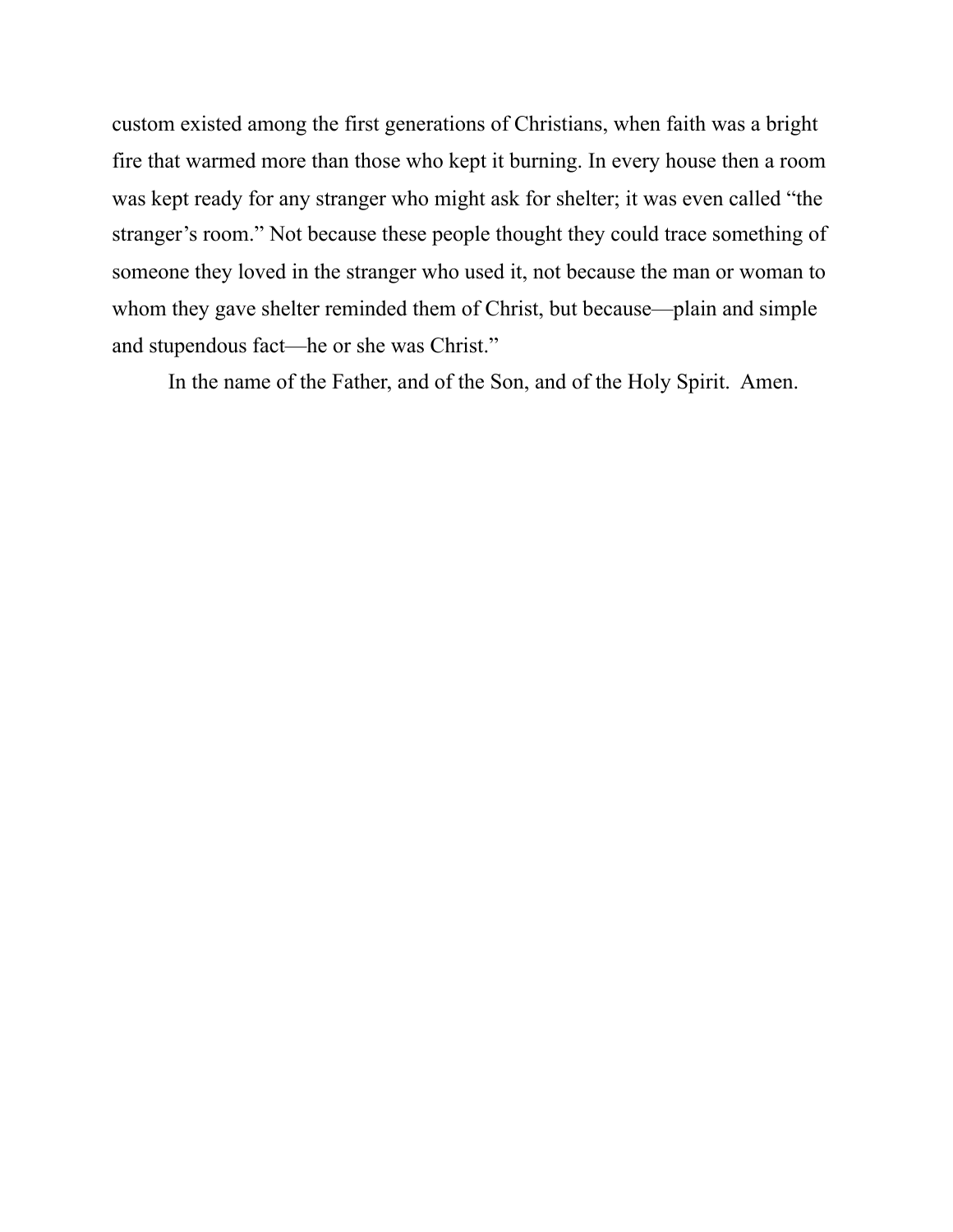custom existed among the first generations of Christians, when faith was a bright fire that warmed more than those who kept it burning. In every house then a room was kept ready for any stranger who might ask for shelter; it was even called "the stranger's room." Not because these people thought they could trace something of someone they loved in the stranger who used it, not because the man or woman to whom they gave shelter reminded them of Christ, but because—plain and simple and stupendous fact—he or she was Christ."

In the name of the Father, and of the Son, and of the Holy Spirit.  Amen.